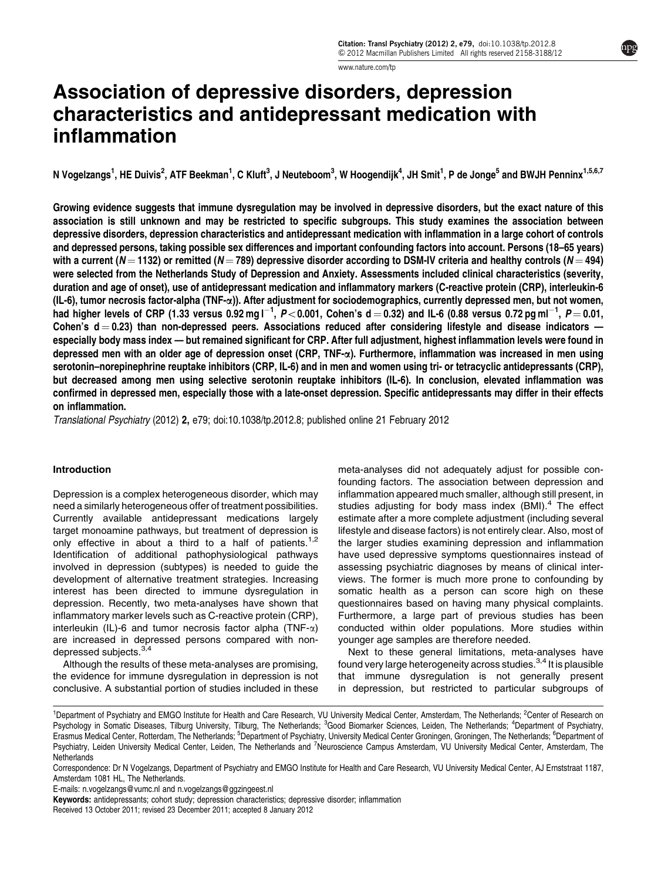# Association of depressive disorders, depression characteristics and antidepressant medication with inflammation

N Vogelzangs[1], HE Duivis[2], ATF Beekman[1], C Kluft[3], J Neuteboom[3], W Hoogendijk[4], JH Smit[1], P de Jonge[5] and BWJH Penninx[1,5,6,7]

**Growing evidence suggests that immune dysregulation may be involved in depressive disorders, but the exact nature of this association is still unknown and may be restricted to specific subgroups. This study examines the association between depressive disorders, depression characteristics and antidepressant medication with inflammation in a large cohort of controls and depressed persons, taking possible sex differences and important confounding factors into account. Persons (18–65 years) with a current ($N = 1132$) or remitted ($N = 789$) depressive disorder according to DSM-IV criteria and healthy controls ($N = 494$) were selected from the Netherlands Study of Depression and Anxiety. Assessments included clinical characteristics (severity, duration and age of onset), use of antidepressant medication and inflammatory markers (C-reactive protein (CRP), interleukin-6 (IL-6), tumor necrosis factor-alpha (TNF-$\alpha$)). After adjustment for sociodemographics, currently depressed men, but not women, had higher levels of CRP (1.33 versus 0.92 mg l$^{-1}$, $P < 0.001$, Cohen's d = 0.32) and IL-6 (0.88 versus 0.72 pg ml$^{-1}$, $P = 0.01$, Cohen's d = 0.23) than non-depressed peers. Associations reduced after considering lifestyle and disease indicators — especially body mass index — but remained significant for CRP. After full adjustment, highest inflammation levels were found in depressed men with an older age of depression onset (CRP, TNF-$\alpha$). Furthermore, inflammation was increased in men using serotonin–norepinephrine reuptake inhibitors (CRP, IL-6) and in men and women using tri- or tetracyclic antidepressants (CRP), but decreased among men using selective serotonin reuptake inhibitors (IL-6). In conclusion, elevated inflammation was confirmed in depressed men, especially those with a late-onset depression. Specific antidepressants may differ in their effects on inflammation.**

*Translational Psychiatry* (2012) **2,** e79; doi:10.1038/tp.2012.8; published online 21 February 2012

## Introduction

Depression is a complex heterogeneous disorder, which may need a similarly heterogeneous offer of treatment possibilities. Currently available antidepressant medications largely target monoamine pathways, but treatment of depression is only effective in about a third to a half of patients.[1,2] Identification of additional pathophysiological pathways involved in depression (subtypes) is needed to guide the development of alternative treatment strategies. Increasing interest has been directed to immune dysregulation in depression. Recently, two meta-analyses have shown that inflammatory marker levels such as C-reactive protein (CRP), interleukin (IL)-6 and tumor necrosis factor alpha (TNF-$\alpha$) are increased in depressed persons compared with non-depressed subjects.[3,4]

Although the results of these meta-analyses are promising, the evidence for immune dysregulation in depression is not conclusive. A substantial portion of studies included in these meta-analyses did not adequately adjust for possible confounding factors. The association between depression and inflammation appeared much smaller, although still present, in studies adjusting for body mass index (BMI).[4] The effect estimate after a more complete adjustment (including several lifestyle and disease factors) is not entirely clear. Also, most of the larger studies examining depression and inflammation have used depressive symptoms questionnaires instead of assessing psychiatric diagnoses by means of clinical interviews. The former is much more prone to confounding by somatic health as a person can score high on these questionnaires based on having many physical complaints. Furthermore, a large part of previous studies has been conducted within older populations. More studies within younger age samples are therefore needed.

Next to these general limitations, meta-analyses have found very large heterogeneity across studies.[3,4] It is plausible that immune dysregulation is not generally present in depression, but restricted to particular subgroups of

---

[1]Department of Psychiatry and EMGO Institute for Health and Care Research, VU University Medical Center, Amsterdam, The Netherlands; [2]Center of Research on Psychology in Somatic Diseases, Tilburg University, Tilburg, The Netherlands; [3]Good Biomarker Sciences, Leiden, The Netherlands; [4]Department of Psychiatry, Erasmus Medical Center, Rotterdam, The Netherlands; [5]Department of Psychiatry, University Medical Center Groningen, Groningen, The Netherlands; [6]Department of Psychiatry, Leiden University Medical Center, Leiden, The Netherlands and [7]Neuroscience Campus Amsterdam, VU University Medical Center, Amsterdam, The Netherlands

Correspondence: Dr N Vogelzangs, Department of Psychiatry and EMGO Institute for Health and Care Research, VU University Medical Center, AJ Ernststraat 1187, Amsterdam 1081 HL, The Netherlands.

E-mails: n.vogelzangs@vumc.nl and n.vogelzangs@ggzingeest.nl

**Keywords:** antidepressants; cohort study; depression characteristics; depressive disorder; inflammation

Received 13 October 2011; revised 23 December 2011; accepted 8 January 2012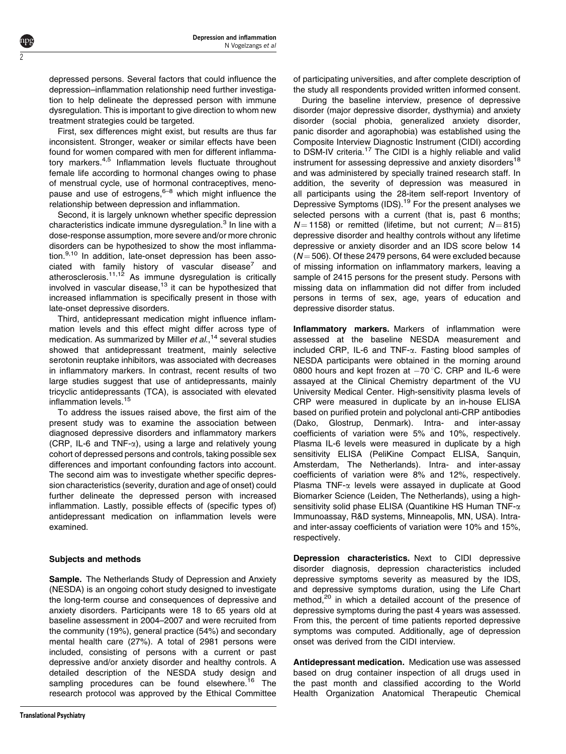depressed persons. Several factors that could influence the depression–inflammation relationship need further investigation to help delineate the depressed person with immune dysregulation. This is important to give direction to whom new treatment strategies could be targeted.

First, sex differences might exist, but results are thus far inconsistent. Stronger, weaker or similar effects have been found for women compared with men for different inflammatory markers.[4,5] Inflammation levels fluctuate throughout female life according to hormonal changes owing to phase of menstrual cycle, use of hormonal contraceptives, menopause and use of estrogens,[6–8] which might influence the relationship between depression and inflammation.

Second, it is largely unknown whether specific depression characteristics indicate immune dysregulation.[3] In line with a dose-response assumption, more severe and/or more chronic disorders can be hypothesized to show the most inflammation.[9,10] In addition, late-onset depression has been associated with family history of vascular disease[7] and atherosclerosis.[11,12] As immune dysregulation is critically involved in vascular disease,[13] it can be hypothesized that increased inflammation is specifically present in those with late-onset depressive disorders.

Third, antidepressant medication might influence inflammation levels and this effect might differ across type of medication. As summarized by Miller *et al.*,[14] several studies showed that antidepressant treatment, mainly selective serotonin reuptake inhibitors, was associated with decreases in inflammatory markers. In contrast, recent results of two large studies suggest that use of antidepressants, mainly tricyclic antidepressants (TCA), is associated with elevated inflammation levels.[15]

To address the issues raised above, the first aim of the present study was to examine the association between diagnosed depressive disorders and inflammatory markers (CRP, IL-6 and TNF-$\alpha$), using a large and relatively young cohort of depressed persons and controls, taking possible sex differences and important confounding factors into account. The second aim was to investigate whether specific depression characteristics (severity, duration and age of onset) could further delineate the depressed person with increased inflammation. Lastly, possible effects of (specific types of) antidepressant medication on inflammation levels were examined.

## Subjects and methods

**Sample.** The Netherlands Study of Depression and Anxiety (NESDA) is an ongoing cohort study designed to investigate the long-term course and consequences of depressive and anxiety disorders. Participants were 18 to 65 years old at baseline assessment in 2004–2007 and were recruited from the community (19%), general practice (54%) and secondary mental health care (27%). A total of 2981 persons were included, consisting of persons with a current or past depressive and/or anxiety disorder and healthy controls. A detailed description of the NESDA study design and sampling procedures can be found elsewhere.[16] The research protocol was approved by the Ethical Committee of participating universities, and after complete description of the study all respondents provided written informed consent.

During the baseline interview, presence of depressive disorder (major depressive disorder, dysthymia) and anxiety disorder (social phobia, generalized anxiety disorder, panic disorder and agoraphobia) was established using the Composite Interview Diagnostic Instrument (CIDI) according to DSM-IV criteria.[17] The CIDI is a highly reliable and valid instrument for assessing depressive and anxiety disorders[18] and was administered by specially trained research staff. In addition, the severity of depression was measured in all participants using the 28-item self-report Inventory of Depressive Symptoms (IDS).[19] For the present analyses we selected persons with a current (that is, past 6 months; $N = 1158$) or remitted (lifetime, but not current; $N = 815$) depressive disorder and healthy controls without any lifetime depressive or anxiety disorder and an IDS score below 14 ($N = 506$). Of these 2479 persons, 64 were excluded because of missing information on inflammatory markers, leaving a sample of 2415 persons for the present study. Persons with missing data on inflammation did not differ from included persons in terms of sex, age, years of education and depressive disorder status.

**Inflammatory markers.** Markers of inflammation were assessed at the baseline NESDA measurement and included CRP, IL-6 and TNF-$\alpha$. Fasting blood samples of NESDA participants were obtained in the morning around 0800 hours and kept frozen at $-70\,^{\circ}$C. CRP and IL-6 were assayed at the Clinical Chemistry department of the VU University Medical Center. High-sensitivity plasma levels of CRP were measured in duplicate by an in-house ELISA based on purified protein and polyclonal anti-CRP antibodies (Dako, Glostrup, Denmark). Intra- and inter-assay coefficients of variation were 5% and 10%, respectively. Plasma IL-6 levels were measured in duplicate by a high sensitivity ELISA (PeliKine Compact ELISA, Sanquin, Amsterdam, The Netherlands). Intra- and inter-assay coefficients of variation were 8% and 12%, respectively. Plasma TNF-$\alpha$ levels were assayed in duplicate at Good Biomarker Science (Leiden, The Netherlands), using a high-sensitivity solid phase ELISA (Quantikine HS Human TNF-$\alpha$ Immunoassay, R&D systems, Minneapolis, MN, USA). Intra- and inter-assay coefficients of variation were 10% and 15%, respectively.

**Depression characteristics.** Next to CIDI depressive disorder diagnosis, depression characteristics included depressive symptoms severity as measured by the IDS, and depressive symptoms duration, using the Life Chart method,[20] in which a detailed account of the presence of depressive symptoms during the past 4 years was assessed. From this, the percent of time patients reported depressive symptoms was computed. Additionally, age of depression onset was derived from the CIDI interview.

**Antidepressant medication.** Medication use was assessed based on drug container inspection of all drugs used in the past month and classified according to the World Health Organization Anatomical Therapeutic Chemical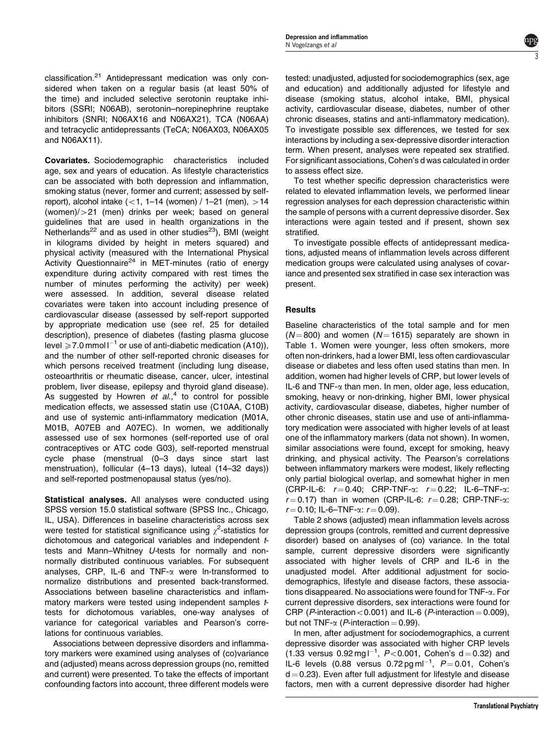classification.[21] Antidepressant medication was only considered when taken on a regular basis (at least 50% of the time) and included selective serotonin reuptake inhibitors (SSRI; N06AB), serotonin–norepinephrine reuptake inhibitors (SNRI; N06AX16 and N06AX21), TCA (N06AA) and tetracyclic antidepressants (TeCA; N06AX03, N06AX05 and N06AX11).

**Covariates.** Sociodemographic characteristics included age, sex and years of education. As lifestyle characteristics can be associated with both depression and inflammation, smoking status (never, former and current; assessed by self-report), alcohol intake (<1, 1–14 (women) / 1–21 (men), >14 (women)/>21 (men) drinks per week; based on general guidelines that are used in health organizations in the Netherlands[22] and as used in other studies[23]), BMI (weight in kilograms divided by height in meters squared) and physical activity (measured with the International Physical Activity Questionnaire[24] in MET-minutes (ratio of energy expenditure during activity compared with rest times the number of minutes performing the activity) per week) were assessed. In addition, several disease related covariates were taken into account including presence of cardiovascular disease (assessed by self-report supported by appropriate medication use (see ref. 25 for detailed description), presence of diabetes (fasting plasma glucose level $\geqslant 7.0\,\text{mmol}\,\text{l}^{-1}$ or use of anti-diabetic medication (A10)), and the number of other self-reported chronic diseases for which persons received treatment (including lung disease, osteoarthritis or rheumatic disease, cancer, ulcer, intestinal problem, liver disease, epilepsy and thyroid gland disease). As suggested by Howren *et al.*,[4] to control for possible medication effects, we assessed statin use (C10AA, C10B) and use of systemic anti-inflammatory medication (M01A, M01B, A07EB and A07EC). In women, we additionally assessed use of sex hormones (self-reported use of oral contraceptives or ATC code G03), self-reported menstrual cycle phase (menstrual (0–3 days since start last menstruation), follicular (4–13 days), luteal (14–32 days)) and self-reported postmenopausal status (yes/no).

**Statistical analyses.** All analyses were conducted using SPSS version 15.0 statistical software (SPSS Inc., Chicago, IL, USA). Differences in baseline characteristics across sex were tested for statistical significance using $\chi^2$-statistics for dichotomous and categorical variables and independent *t*-tests and Mann–Whitney *U*-tests for normally and non-normally distributed continuous variables. For subsequent analyses, CRP, IL-6 and TNF-$\alpha$ were ln-transformed to normalize distributions and presented back-transformed. Associations between baseline characteristics and inflammatory markers were tested using independent samples *t*-tests for dichotomous variables, one-way analyses of variance for categorical variables and Pearson's correlations for continuous variables.

Associations between depressive disorders and inflammatory markers were examined using analyses of (co)variance and (adjusted) means across depression groups (no, remitted and current) were presented. To take the effects of important confounding factors into account, three different models were tested: unadjusted, adjusted for sociodemographics (sex, age and education) and additionally adjusted for lifestyle and disease (smoking status, alcohol intake, BMI, physical activity, cardiovascular disease, diabetes, number of other chronic diseases, statins and anti-inflammatory medication). To investigate possible sex differences, we tested for sex interactions by including a sex-depressive disorder interaction term. When present, analyses were repeated sex stratified. For significant associations, Cohen's d was calculated in order to assess effect size.

To test whether specific depression characteristics were related to elevated inflammation levels, we performed linear regression analyses for each depression characteristic within the sample of persons with a current depressive disorder. Sex interactions were again tested and if present, shown sex stratified.

To investigate possible effects of antidepressant medications, adjusted means of inflammation levels across different medication groups were calculated using analyses of covariance and presented sex stratified in case sex interaction was present.

## Results

Baseline characteristics of the total sample and for men ($N = 800$) and women ($N = 1615$) separately are shown in Table 1. Women were younger, less often smokers, more often non-drinkers, had a lower BMI, less often cardiovascular disease or diabetes and less often used statins than men. In addition, women had higher levels of CRP, but lower levels of IL-6 and TNF-$\alpha$ than men. In men, older age, less education, smoking, heavy or non-drinking, higher BMI, lower physical activity, cardiovascular disease, diabetes, higher number of other chronic diseases, statin use and use of anti-inflammatory medication were associated with higher levels of at least one of the inflammatory markers (data not shown). In women, similar associations were found, except for smoking, heavy drinking, and physical activity. The Pearson's correlations between inflammatory markers were modest, likely reflecting only partial biological overlap, and somewhat higher in men (CRP-IL-6: $r = 0.40$; CRP-TNF-$\alpha$: $r = 0.22$; IL-6–TNF-$\alpha$: $r = 0.17$) than in women (CRP-IL-6: $r = 0.28$; CRP-TNF-$\alpha$: $r = 0.10$; IL-6–TNF-$\alpha$: $r = 0.09$).

Table 2 shows (adjusted) mean inflammation levels across depression groups (controls, remitted and current depressive disorder) based on analyses of (co) variance. In the total sample, current depressive disorders were significantly associated with higher levels of CRP and IL-6 in the unadjusted model. After additional adjustment for sociodemographics, lifestyle and disease factors, these associations disappeared. No associations were found for TNF-$\alpha$. For current depressive disorders, sex interactions were found for CRP ($P$-interaction $< 0.001$) and IL-6 ($P$-interaction $= 0.009$), but not TNF-$\alpha$ ($P$-interaction $= 0.99$).

In men, after adjustment for sociodemographics, a current depressive disorder was associated with higher CRP levels (1.33 versus $0.92\,\text{mg}\,\text{l}^{-1}$, $P < 0.001$, Cohen's d $= 0.32$) and IL-6 levels (0.88 versus $0.72\,\text{pg}\,\text{ml}^{-1}$, $P = 0.01$, Cohen's d $= 0.23$). Even after full adjustment for lifestyle and disease factors, men with a current depressive disorder had higher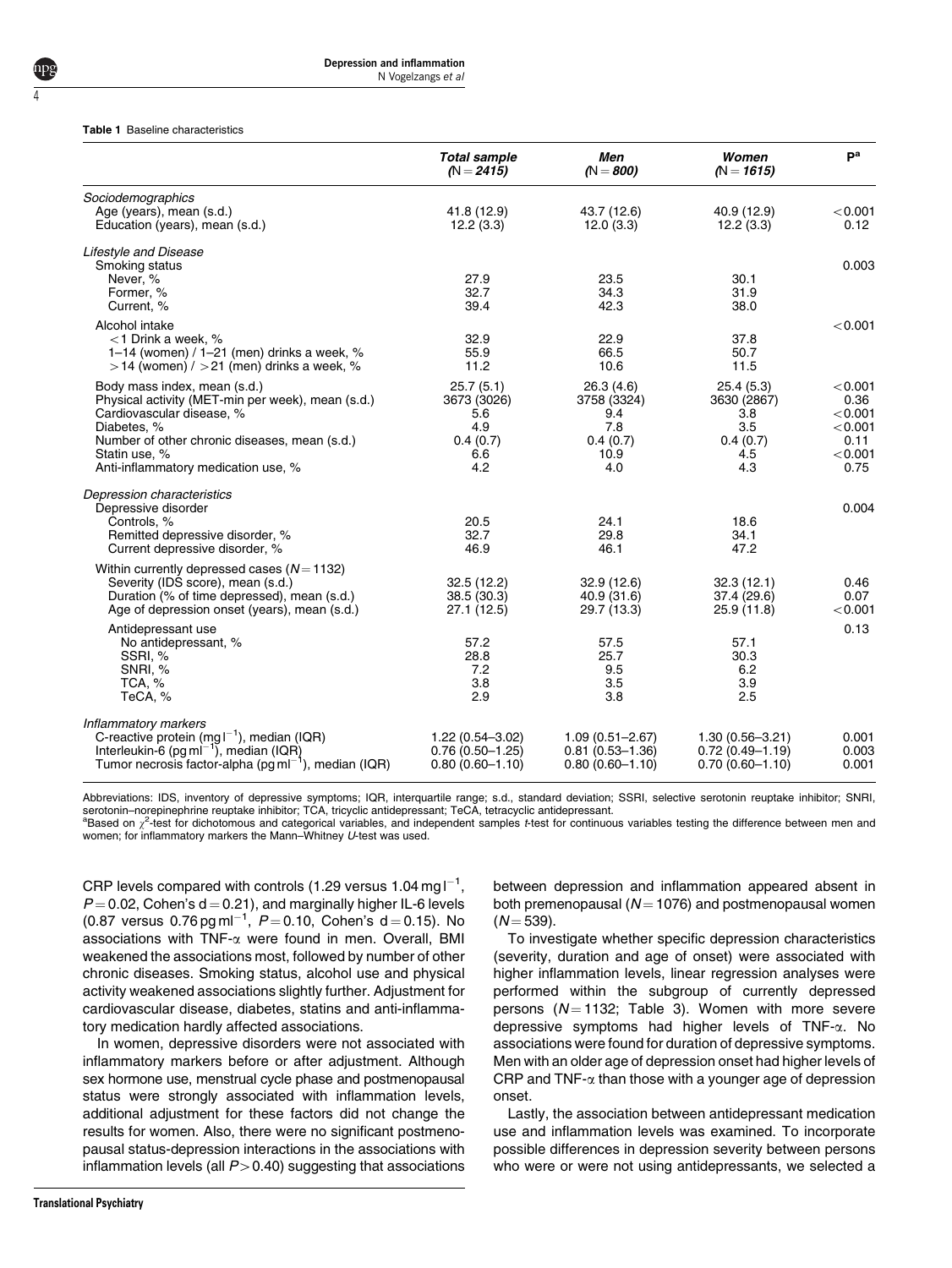**Table 1** Baseline characteristics

| | *Total sample* (N = *2415*) | *Men* (N = *800*) | *Women* (N = *1615*) | P[a] |
|---|---|---|---|---|
| *Sociodemographics* | | | | |
| Age (years), mean (s.d.) | 41.8 (12.9) | 43.7 (12.6) | 40.9 (12.9) | <0.001 |
| Education (years), mean (s.d.) | 12.2 (3.3) | 12.0 (3.3) | 12.2 (3.3) | 0.12 |
| *Lifestyle and Disease* | | | | |
| Smoking status | | | | 0.003 |
| Never, % | 27.9 | 23.5 | 30.1 | |
| Former, % | 32.7 | 34.3 | 31.9 | |
| Current, % | 39.4 | 42.3 | 38.0 | |
| Alcohol intake | | | | <0.001 |
| <1 Drink a week, % | 32.9 | 22.9 | 37.8 | |
| 1–14 (women) / 1–21 (men) drinks a week, % | 55.9 | 66.5 | 50.7 | |
| >14 (women) / >21 (men) drinks a week, % | 11.2 | 10.6 | 11.5 | |
| Body mass index, mean (s.d.) | 25.7 (5.1) | 26.3 (4.6) | 25.4 (5.3) | <0.001 |
| Physical activity (MET-min per week), mean (s.d.) | 3673 (3026) | 3758 (3324) | 3630 (2867) | 0.36 |
| Cardiovascular disease, % | 5.6 | 9.4 | 3.8 | <0.001 |
| Diabetes, % | 4.9 | 7.8 | 3.5 | <0.001 |
| Number of other chronic diseases, mean (s.d.) | 0.4 (0.7) | 0.4 (0.7) | 0.4 (0.7) | 0.11 |
| Statin use, % | 6.6 | 10.9 | 4.5 | <0.001 |
| Anti-inflammatory medication use, % | 4.2 | 4.0 | 4.3 | 0.75 |
| *Depression characteristics* | | | | |
| Depressive disorder | | | | 0.004 |
| Controls, % | 20.5 | 24.1 | 18.6 | |
| Remitted depressive disorder, % | 32.7 | 29.8 | 34.1 | |
| Current depressive disorder, % | 46.9 | 46.1 | 47.2 | |
| Within currently depressed cases (N = 1132) | | | | |
| Severity (IDS score), mean (s.d.) | 32.5 (12.2) | 32.9 (12.6) | 32.3 (12.1) | 0.46 |
| Duration (% of time depressed), mean (s.d.) | 38.5 (30.3) | 40.9 (31.6) | 37.4 (29.6) | 0.07 |
| Age of depression onset (years), mean (s.d.) | 27.1 (12.5) | 29.7 (13.3) | 25.9 (11.8) | <0.001 |
| Antidepressant use | | | | 0.13 |
| No antidepressant, % | 57.2 | 57.5 | 57.1 | |
| SSRI, % | 28.8 | 25.7 | 30.3 | |
| SNRI, % | 7.2 | 9.5 | 6.2 | |
| TCA, % | 3.8 | 3.5 | 3.9 | |
| TeCA, % | 2.9 | 3.8 | 2.5 | |
| *Inflammatory markers* | | | | |
| C-reactive protein ($\mathrm{mg\,l^{-1}}$), median (IQR) | 1.22 (0.54–3.02) | 1.09 (0.51–2.67) | 1.30 (0.56–3.21) | 0.001 |
| Interleukin-6 ($\mathrm{pg\,ml^{-1}}$), median (IQR) | 0.76 (0.50–1.25) | 0.81 (0.53–1.36) | 0.72 (0.49–1.19) | 0.003 |
| Tumor necrosis factor-alpha ($\mathrm{pg\,ml^{-1}}$), median (IQR) | 0.80 (0.60–1.10) | 0.80 (0.60–1.10) | 0.70 (0.60–1.10) | 0.001 |

Abbreviations: IDS, inventory of depressive symptoms; IQR, interquartile range; s.d., standard deviation; SSRI, selective serotonin reuptake inhibitor; SNRI, serotonin–norepinephrine reuptake inhibitor; TCA, tricyclic antidepressant; TeCA, tetracyclic antidepressant.
[a]Based on $\chi^2$-test for dichotomous and categorical variables, and independent samples *t*-test for continuous variables testing the difference between men and women; for inflammatory markers the Mann–Whitney *U*-test was used.

CRP levels compared with controls (1.29 versus 1.04 $\mathrm{mg\,l^{-1}}$, $P = 0.02$, Cohen's d = 0.21), and marginally higher IL-6 levels (0.87 versus 0.76 $\mathrm{pg\,ml^{-1}}$, $P = 0.10$, Cohen's d = 0.15). No associations with TNF-α were found in men. Overall, BMI weakened the associations most, followed by number of other chronic diseases. Smoking status, alcohol use and physical activity weakened associations slightly further. Adjustment for cardiovascular disease, diabetes, statins and anti-inflammatory medication hardly affected associations.

In women, depressive disorders were not associated with inflammatory markers before or after adjustment. Although sex hormone use, menstrual cycle phase and postmenopausal status were strongly associated with inflammation levels, additional adjustment for these factors did not change the results for women. Also, there were no significant postmenopausal status-depression interactions in the associations with inflammation levels (all $P > 0.40$) suggesting that associations between depression and inflammation appeared absent in both premenopausal ($N = 1076$) and postmenopausal women ($N = 539$).

To investigate whether specific depression characteristics (severity, duration and age of onset) were associated with higher inflammation levels, linear regression analyses were performed within the subgroup of currently depressed persons ($N = 1132$; Table 3). Women with more severe depressive symptoms had higher levels of TNF-α. No associations were found for duration of depressive symptoms. Men with an older age of depression onset had higher levels of CRP and TNF-α than those with a younger age of depression onset.

Lastly, the association between antidepressant medication use and inflammation levels was examined. To incorporate possible differences in depression severity between persons who were or were not using antidepressants, we selected a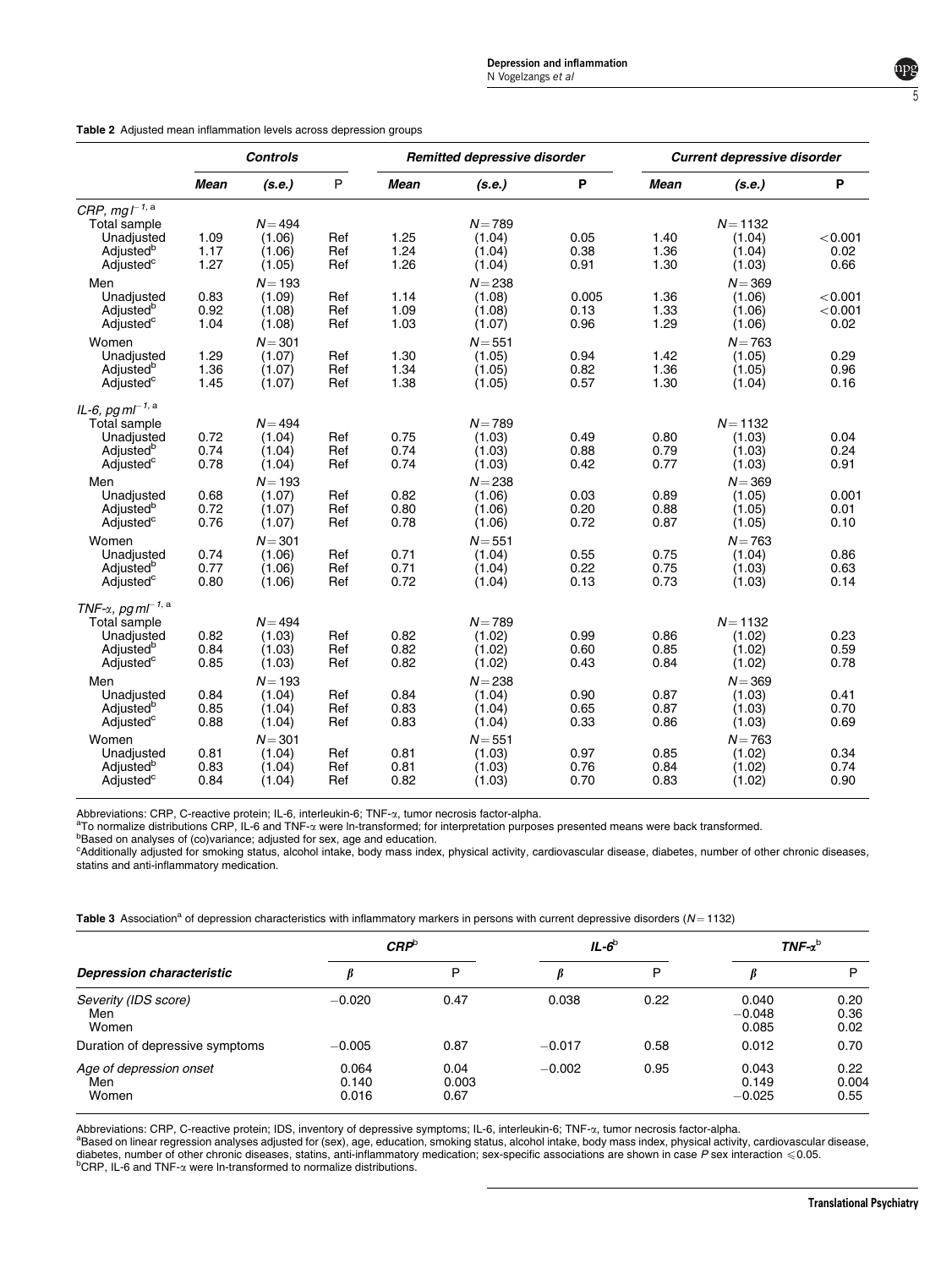**Table 2** Adjusted mean inflammation levels across depression groups

| | Controls | | | Remitted depressive disorder | | | Current depressive disorder | | |
|---|---|---|---|---|---|---|---|---|---|
| | *Mean* | *(s.e.)* | P | *Mean* | *(s.e.)* | P | *Mean* | *(s.e.)* | P |
| *CRP, mg l$^{-1}$,* [a] | | | | | | | | | |
| Total sample | | $N = 494$ | | | $N = 789$ | | | $N = 1132$ | |
| Unadjusted | 1.09 | (1.06) | Ref | 1.25 | (1.04) | 0.05 | 1.40 | (1.04) | <0.001 |
| Adjusted[b] | 1.17 | (1.06) | Ref | 1.24 | (1.04) | 0.38 | 1.36 | (1.04) | 0.02 |
| Adjusted[c] | 1.27 | (1.05) | Ref | 1.26 | (1.04) | 0.91 | 1.30 | (1.03) | 0.66 |
| Men | | $N = 193$ | | | $N = 238$ | | | $N = 369$ | |
| Unadjusted | 0.83 | (1.09) | Ref | 1.14 | (1.08) | 0.005 | 1.36 | (1.06) | <0.001 |
| Adjusted[b] | 0.92 | (1.08) | Ref | 1.09 | (1.08) | 0.13 | 1.33 | (1.06) | <0.001 |
| Adjusted[c] | 1.04 | (1.08) | Ref | 1.03 | (1.07) | 0.96 | 1.29 | (1.06) | 0.02 |
| Women | | $N = 301$ | | | $N = 551$ | | | $N = 763$ | |
| Unadjusted | 1.29 | (1.07) | Ref | 1.30 | (1.05) | 0.94 | 1.42 | (1.05) | 0.29 |
| Adjusted[b] | 1.36 | (1.07) | Ref | 1.34 | (1.05) | 0.82 | 1.36 | (1.05) | 0.96 |
| Adjusted[c] | 1.45 | (1.07) | Ref | 1.38 | (1.05) | 0.57 | 1.30 | (1.04) | 0.16 |
| *IL-6, pg ml$^{-1}$,* [a] | | | | | | | | | |
| Total sample | | $N = 494$ | | | $N = 789$ | | | $N = 1132$ | |
| Unadjusted | 0.72 | (1.04) | Ref | 0.75 | (1.03) | 0.49 | 0.80 | (1.03) | 0.04 |
| Adjusted[b] | 0.74 | (1.04) | Ref | 0.74 | (1.03) | 0.88 | 0.79 | (1.03) | 0.24 |
| Adjusted[c] | 0.78 | (1.04) | Ref | 0.74 | (1.03) | 0.42 | 0.77 | (1.03) | 0.91 |
| Men | | $N = 193$ | | | $N = 238$ | | | $N = 369$ | |
| Unadjusted | 0.68 | (1.07) | Ref | 0.82 | (1.06) | 0.03 | 0.89 | (1.05) | 0.001 |
| Adjusted[b] | 0.72 | (1.07) | Ref | 0.80 | (1.06) | 0.20 | 0.88 | (1.05) | 0.01 |
| Adjusted[c] | 0.76 | (1.07) | Ref | 0.78 | (1.06) | 0.72 | 0.87 | (1.05) | 0.10 |
| Women | | $N = 301$ | | | $N = 551$ | | | $N = 763$ | |
| Unadjusted | 0.74 | (1.06) | Ref | 0.71 | (1.04) | 0.55 | 0.75 | (1.04) | 0.86 |
| Adjusted[b] | 0.77 | (1.06) | Ref | 0.71 | (1.04) | 0.22 | 0.75 | (1.03) | 0.63 |
| Adjusted[c] | 0.80 | (1.06) | Ref | 0.72 | (1.04) | 0.13 | 0.73 | (1.03) | 0.14 |
| *TNF-α, pg ml$^{-1}$,* [a] | | | | | | | | | |
| Total sample | | $N = 494$ | | | $N = 789$ | | | $N = 1132$ | |
| Unadjusted | 0.82 | (1.03) | Ref | 0.82 | (1.02) | 0.99 | 0.86 | (1.02) | 0.23 |
| Adjusted[b] | 0.84 | (1.03) | Ref | 0.82 | (1.02) | 0.60 | 0.85 | (1.02) | 0.59 |
| Adjusted[c] | 0.85 | (1.03) | Ref | 0.82 | (1.02) | 0.43 | 0.84 | (1.02) | 0.78 |
| Men | | $N = 193$ | | | $N = 238$ | | | $N = 369$ | |
| Unadjusted | 0.84 | (1.04) | Ref | 0.84 | (1.04) | 0.90 | 0.87 | (1.03) | 0.41 |
| Adjusted[b] | 0.85 | (1.04) | Ref | 0.83 | (1.04) | 0.65 | 0.87 | (1.03) | 0.70 |
| Adjusted[c] | 0.88 | (1.04) | Ref | 0.83 | (1.04) | 0.33 | 0.86 | (1.03) | 0.69 |
| Women | | $N = 301$ | | | $N = 551$ | | | $N = 763$ | |
| Unadjusted | 0.81 | (1.04) | Ref | 0.81 | (1.03) | 0.97 | 0.85 | (1.02) | 0.34 |
| Adjusted[b] | 0.83 | (1.04) | Ref | 0.81 | (1.03) | 0.76 | 0.84 | (1.02) | 0.74 |
| Adjusted[c] | 0.84 | (1.04) | Ref | 0.82 | (1.03) | 0.70 | 0.83 | (1.02) | 0.90 |

Abbreviations: CRP, C-reactive protein; IL-6, interleukin-6; TNF-α, tumor necrosis factor-alpha.
[a]To normalize distributions CRP, IL-6 and TNF-α were ln-transformed; for interpretation purposes presented means were back transformed.
[b]Based on analyses of (co)variance; adjusted for sex, age and education.
[c]Additionally adjusted for smoking status, alcohol intake, body mass index, physical activity, cardiovascular disease, diabetes, number of other chronic diseases, statins and anti-inflammatory medication.

**Table 3** Association[a] of depression characteristics with inflammatory markers in persons with current depressive disorders ($N = 1132$)

| | CRP[b] | | IL-6[b] | | TNF-α[b] | |
|---|---|---|---|---|---|---|
| *Depression characteristic* | $\beta$ | P | $\beta$ | P | $\beta$ | P |
| *Severity (IDS score)* | −0.020 | 0.47 | 0.038 | 0.22 | 0.040 | 0.20 |
| Men | | | | | −0.048 | 0.36 |
| Women | | | | | 0.085 | 0.02 |
| Duration of depressive symptoms | −0.005 | 0.87 | −0.017 | 0.58 | 0.012 | 0.70 |
| *Age of depression onset* | 0.064 | 0.04 | −0.002 | 0.95 | 0.043 | 0.22 |
| Men | 0.140 | 0.003 | | | 0.149 | 0.004 |
| Women | 0.016 | 0.67 | | | −0.025 | 0.55 |

Abbreviations: CRP, C-reactive protein; IDS, inventory of depressive symptoms; IL-6, interleukin-6; TNF-α, tumor necrosis factor-alpha.
[a]Based on linear regression analyses adjusted for (sex), age, education, smoking status, alcohol intake, body mass index, physical activity, cardiovascular disease, diabetes, number of other chronic diseases, statins, anti-inflammatory medication; sex-specific associations are shown in case *P* sex interaction ⩽0.05.
[b]CRP, IL-6 and TNF-α were ln-transformed to normalize distributions.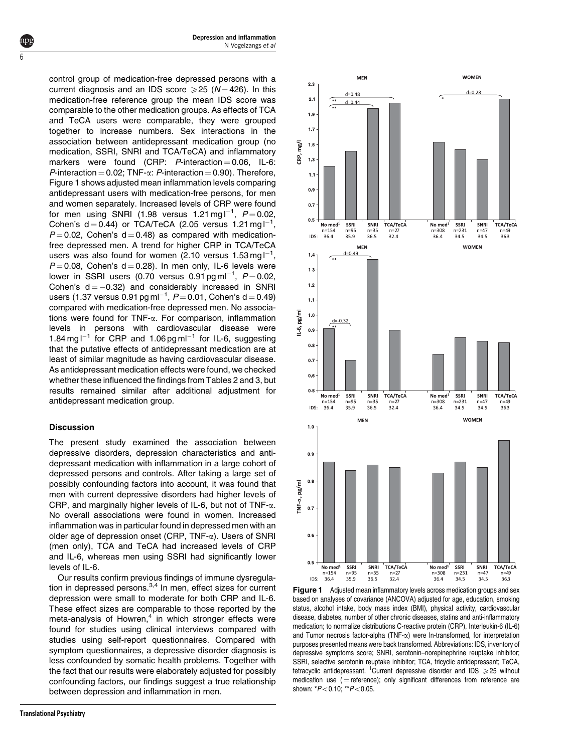control group of medication-free depressed persons with a current diagnosis and an IDS score $\geqslant 25$ ($N = 426$). In this medication-free reference group the mean IDS score was comparable to the other medication groups. As effects of TCA and TeCA users were comparable, they were grouped together to increase numbers. Sex interactions in the association between antidepressant medication group (no medication, SSRI, SNRI and TCA/TeCA) and inflammatory markers were found (CRP: $P$-interaction = 0.06, IL-6: $P$-interaction = 0.02; TNF-$\alpha$: $P$-interaction = 0.90). Therefore, Figure 1 shows adjusted mean inflammation levels comparing antidepressant users with medication-free persons, for men and women separately. Increased levels of CRP were found for men using SNRI (1.98 versus 1.21 mg $l^{-1}$, $P = 0.02$, Cohen's d = 0.44) or TCA/TeCA (2.05 versus 1.21 mg $l^{-1}$, $P = 0.02$, Cohen's d = 0.48) as compared with medication-free depressed men. A trend for higher CRP in TCA/TeCA users was also found for women (2.10 versus 1.53 mg $l^{-1}$, $P = 0.08$, Cohen's d = 0.28). In men only, IL-6 levels were lower in SSRI users (0.70 versus 0.91 pg $ml^{-1}$, $P = 0.02$, Cohen's d = −0.32) and considerably increased in SNRI users (1.37 versus 0.91 pg $ml^{-1}$, $P = 0.01$, Cohen's d = 0.49) compared with medication-free depressed men. No associations were found for TNF-$\alpha$. For comparison, inflammation levels in persons with cardiovascular disease were 1.84 mg $l^{-1}$ for CRP and 1.06 pg $ml^{-1}$ for IL-6, suggesting that the putative effects of antidepressant medication are at least of similar magnitude as having cardiovascular disease. As antidepressant medication effects were found, we checked whether these influenced the findings from Tables 2 and 3, but results remained similar after additional adjustment for antidepressant medication group.

## Discussion

The present study examined the association between depressive disorders, depression characteristics and antidepressant medication with inflammation in a large cohort of depressed persons and controls. After taking a large set of possibly confounding factors into account, it was found that men with current depressive disorders had higher levels of CRP, and marginally higher levels of IL-6, but not of TNF-$\alpha$. No overall associations were found in women. Increased inflammation was in particular found in depressed men with an older age of depression onset (CRP, TNF-$\alpha$). Users of SNRI (men only), TCA and TeCA had increased levels of CRP and IL-6, whereas men using SSRI had significantly lower levels of IL-6.

Our results confirm previous findings of immune dysregulation in depressed persons.[3,4] In men, effect sizes for current depression were small to moderate for both CRP and IL-6. These effect sizes are comparable to those reported by the meta-analysis of Howren,[4] in which stronger effects were found for studies using clinical interviews compared with studies using self-report questionnaires. Compared with symptom questionnaires, a depressive disorder diagnosis is less confounded by somatic health problems. Together with the fact that our results were elaborately adjusted for possibly confounding factors, our findings suggest a true relationship between depression and inflammation in men.

MEN
WOMEN
CRP, mg/l
d=0.48
d=0.44
d=0.28
No med[1] n=154 | SSRI n=95 | SNRI n=35 | TCA/TeCA n=27 | No med[1] n=308 | SSRI n=231 | SNRI n=47 | TCA/TeCA n=49
IDS: 36.4 | 35.9 | 36.5 | 32.4 | 36.4 | 34.5 | 34.5 | 363

MEN
WOMEN
IL-6, pg/ml
d=0.49
d=-0.32
No med[1] n=154 | SSRI n=95 | SNRI n=35 | TCA/TeCA n=27 | No med[1] n=308 | SSRI n=231 | SNRI n=47 | TCA/TeCA n=49
IDS: 36.4 | 35.9 | 36.5 | 32.4 | 36.4 | 34.5 | 34.5 | 363

MEN
WOMEN
TNF-α, pg/ml
No med[1] n=154 | SSRI n=95 | SNRI n=35 | TCA/TeCA n=27 | No med[1] n=308 | SSRI n=231 | SNRI n=47 | TCA/TeCA n=49
IDS: 36.4 | 35.9 | 36.5 | 32.4 | 36.4 | 34.5 | 34.5 | 363

**Figure 1** Adjusted mean inflammatory levels across medication groups and sex based on analyses of covariance (ANCOVA) adjusted for age, education, smoking status, alcohol intake, body mass index (BMI), physical activity, cardiovascular disease, diabetes, number of other chronic diseases, statins and anti-inflammatory medication; to normalize distributions C-reactive protein (CRP), Interleukin-6 (IL-6) and Tumor necrosis factor-alpha (TNF-$\alpha$) were ln-transformed, for interpretation purposes presented means were back transformed. Abbreviations: IDS, inventory of depressive symptoms score; SNRI, serotonin–norepinephrine reuptake inhibitor; SSRI, selective serotonin reuptake inhibitor; TCA, tricyclic antidepressant; TeCA, tetracyclic antidepressant. [1]Current depressive disorder and IDS $\geqslant 25$ without medication use (= reference); only significant differences from reference are shown: *$P < 0.10$; **$P < 0.05$.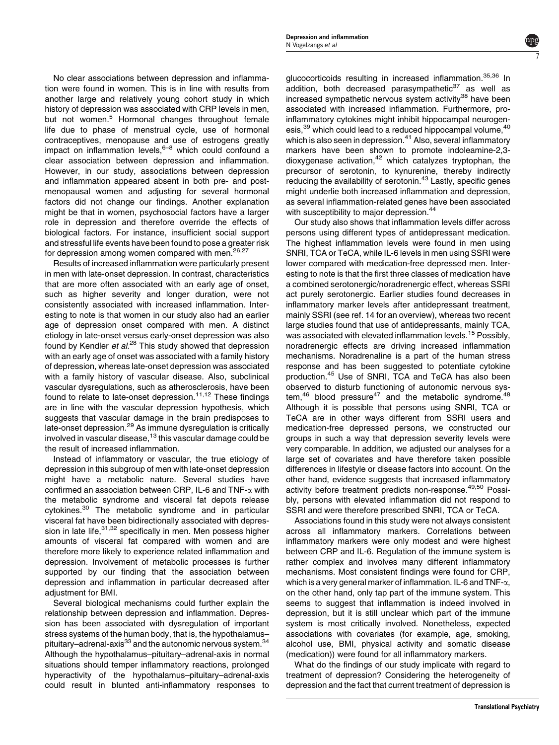No clear associations between depression and inflammation were found in women. This is in line with results from another large and relatively young cohort study in which history of depression was associated with CRP levels in men, but not women.[5] Hormonal changes throughout female life due to phase of menstrual cycle, use of hormonal contraceptives, menopause and use of estrogens greatly impact on inflammation levels,[6–8] which could confound a clear association between depression and inflammation. However, in our study, associations between depression and inflammation appeared absent in both pre- and postmenopausal women and adjusting for several hormonal factors did not change our findings. Another explanation might be that in women, psychosocial factors have a larger role in depression and therefore override the effects of biological factors. For instance, insufficient social support and stressful life events have been found to pose a greater risk for depression among women compared with men.[26,27]

Results of increased inflammation were particularly present in men with late-onset depression. In contrast, characteristics that are more often associated with an early age of onset, such as higher severity and longer duration, were not consistently associated with increased inflammation. Interesting to note is that women in our study also had an earlier age of depression onset compared with men. A distinct etiology in late-onset versus early-onset depression was also found by Kendler *et al*.[28] This study showed that depression with an early age of onset was associated with a family history of depression, whereas late-onset depression was associated with a family history of vascular disease. Also, subclinical vascular dysregulations, such as atherosclerosis, have been found to relate to late-onset depression.[11,12] These findings are in line with the vascular depression hypothesis, which suggests that vascular damage in the brain predisposes to late-onset depression.[29] As immune dysregulation is critically involved in vascular disease,[13] this vascular damage could be the result of increased inflammation.

Instead of inflammatory or vascular, the true etiology of depression in this subgroup of men with late-onset depression might have a metabolic nature. Several studies have confirmed an association between CRP, IL-6 and TNF-$\alpha$ with the metabolic syndrome and visceral fat depots release cytokines.[30] The metabolic syndrome and in particular visceral fat have been bidirectionally associated with depression in late life,[31,32] specifically in men. Men possess higher amounts of visceral fat compared with women and are therefore more likely to experience related inflammation and depression. Involvement of metabolic processes is further supported by our finding that the association between depression and inflammation in particular decreased after adjustment for BMI.

Several biological mechanisms could further explain the relationship between depression and inflammation. Depression has been associated with dysregulation of important stress systems of the human body, that is, the hypothalamus–pituitary–adrenal-axis[33] and the autonomic nervous system.[34] Although the hypothalamus–pituitary–adrenal-axis in normal situations should temper inflammatory reactions, prolonged hyperactivity of the hypothalamus–pituitary–adrenal-axis could result in blunted anti-inflammatory responses to glucocorticoids resulting in increased inflammation.[35,36] In addition, both decreased parasympathetic[37] as well as increased sympathetic nervous system activity[38] have been associated with increased inflammation. Furthermore, pro-inflammatory cytokines might inhibit hippocampal neurogenesis,[39] which could lead to a reduced hippocampal volume,[40] which is also seen in depression.[41] Also, several inflammatory markers have been shown to promote indoleamine-2,3-dioxygenase activation,[42] which catalyzes tryptophan, the precursor of serotonin, to kynurenine, thereby indirectly reducing the availability of serotonin.[43] Lastly, specific genes might underlie both increased inflammation and depression, as several inflammation-related genes have been associated with susceptibility to major depression.[44]

Our study also shows that inflammation levels differ across persons using different types of antidepressant medication. The highest inflammation levels were found in men using SNRI, TCA or TeCA, while IL-6 levels in men using SSRI were lower compared with medication-free depressed men. Interesting to note is that the first three classes of medication have a combined serotonergic/noradrenergic effect, whereas SSRI act purely serotonergic. Earlier studies found decreases in inflammatory marker levels after antidepressant treatment, mainly SSRI (see ref. 14 for an overview), whereas two recent large studies found that use of antidepressants, mainly TCA, was associated with elevated inflammation levels.[15] Possibly, noradrenergic effects are driving increased inflammation mechanisms. Noradrenaline is a part of the human stress response and has been suggested to potentiate cytokine production.[45] Use of SNRI, TCA and TeCA has also been observed to disturb functioning of autonomic nervous system,[46] blood pressure[47] and the metabolic syndrome.[48] Although it is possible that persons using SNRI, TCA or TeCA are in other ways different from SSRI users and medication-free depressed persons, we constructed our groups in such a way that depression severity levels were very comparable. In addition, we adjusted our analyses for a large set of covariates and have therefore taken possible differences in lifestyle or disease factors into account. On the other hand, evidence suggests that increased inflammatory activity before treatment predicts non-response.[49,50] Possibly, persons with elevated inflammation did not respond to SSRI and were therefore prescribed SNRI, TCA or TeCA.

Associations found in this study were not always consistent across all inflammatory markers. Correlations between inflammatory markers were only modest and were highest between CRP and IL-6. Regulation of the immune system is rather complex and involves many different inflammatory mechanisms. Most consistent findings were found for CRP, which is a very general marker of inflammation. IL-6 and TNF-$\alpha$, on the other hand, only tap part of the immune system. This seems to suggest that inflammation is indeed involved in depression, but it is still unclear which part of the immune system is most critically involved. Nonetheless, expected associations with covariates (for example, age, smoking, alcohol use, BMI, physical activity and somatic disease (medication)) were found for all inflammatory markers.

What do the findings of our study implicate with regard to treatment of depression? Considering the heterogeneity of depression and the fact that current treatment of depression is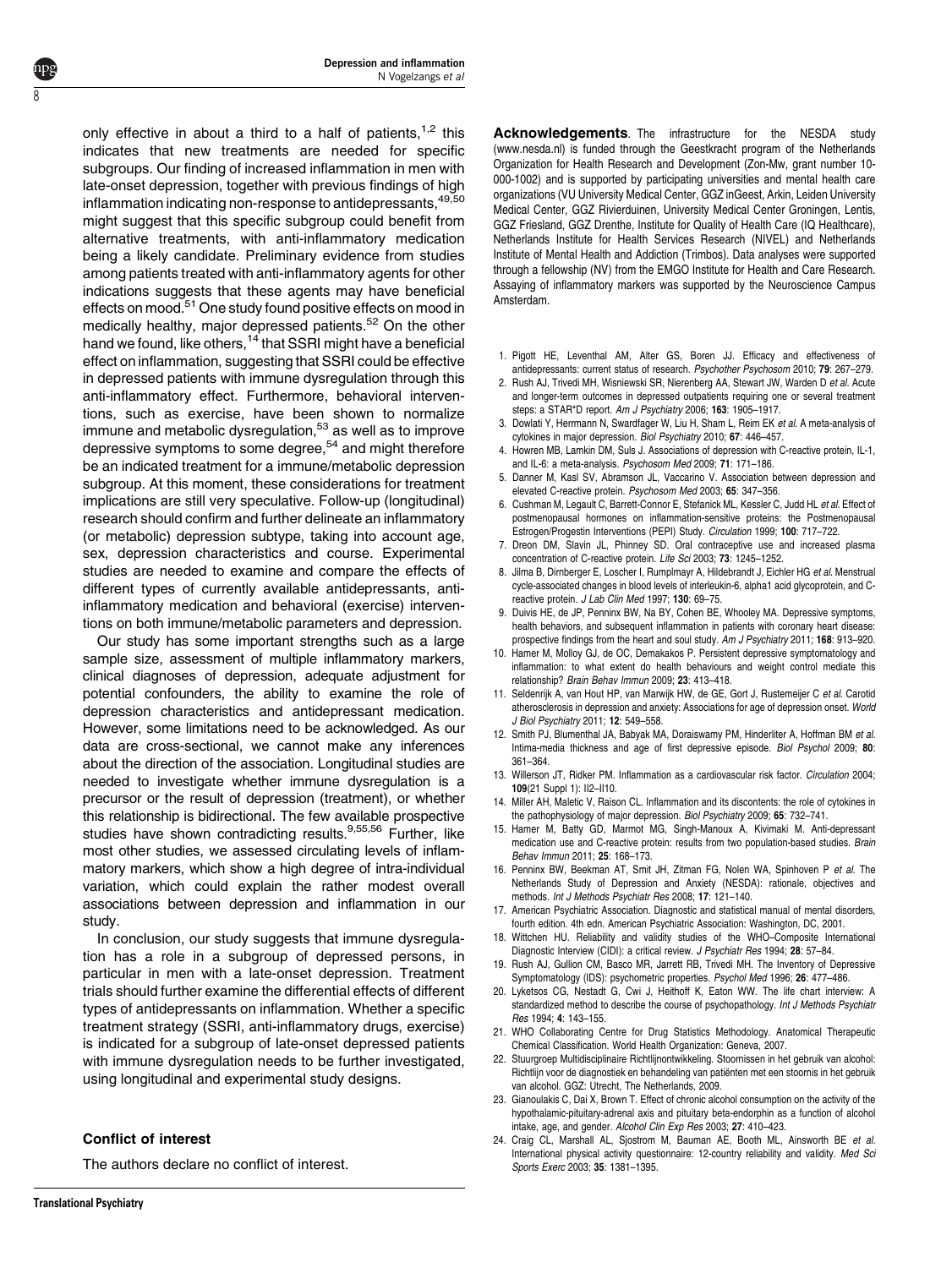only effective in about a third to a half of patients,[1,2] this indicates that new treatments are needed for specific subgroups. Our finding of increased inflammation in men with late-onset depression, together with previous findings of high inflammation indicating non-response to antidepressants,[49,50] might suggest that this specific subgroup could benefit from alternative treatments, with anti-inflammatory medication being a likely candidate. Preliminary evidence from studies among patients treated with anti-inflammatory agents for other indications suggests that these agents may have beneficial effects on mood.[51] One study found positive effects on mood in medically healthy, major depressed patients.[52] On the other hand we found, like others,[14] that SSRI might have a beneficial effect on inflammation, suggesting that SSRI could be effective in depressed patients with immune dysregulation through this anti-inflammatory effect. Furthermore, behavioral interventions, such as exercise, have been shown to normalize immune and metabolic dysregulation,[53] as well as to improve depressive symptoms to some degree,[54] and might therefore be an indicated treatment for a immune/metabolic depression subgroup. At this moment, these considerations for treatment implications are still very speculative. Follow-up (longitudinal) research should confirm and further delineate an inflammatory (or metabolic) depression subtype, taking into account age, sex, depression characteristics and course. Experimental studies are needed to examine and compare the effects of different types of currently available antidepressants, anti-inflammatory medication and behavioral (exercise) interventions on both immune/metabolic parameters and depression.

Our study has some important strengths such as a large sample size, assessment of multiple inflammatory markers, clinical diagnoses of depression, adequate adjustment for potential confounders, the ability to examine the role of depression characteristics and antidepressant medication. However, some limitations need to be acknowledged. As our data are cross-sectional, we cannot make any inferences about the direction of the association. Longitudinal studies are needed to investigate whether immune dysregulation is a precursor or the result of depression (treatment), or whether this relationship is bidirectional. The few available prospective studies have shown contradicting results.[9,55,56] Further, like most other studies, we assessed circulating levels of inflammatory markers, which show a high degree of intra-individual variation, which could explain the rather modest overall associations between depression and inflammation in our study.

In conclusion, our study suggests that immune dysregulation has a role in a subgroup of depressed persons, in particular in men with a late-onset depression. Treatment trials should further examine the differential effects of different types of antidepressants on inflammation. Whether a specific treatment strategy (SSRI, anti-inflammatory drugs, exercise) is indicated for a subgroup of late-onset depressed patients with immune dysregulation needs to be further investigated, using longitudinal and experimental study designs.

## Conflict of interest

The authors declare no conflict of interest.

**Acknowledgements**. The infrastructure for the NESDA study (www.nesda.nl) is funded through the Geestkracht program of the Netherlands Organization for Health Research and Development (Zon-Mw, grant number 10-000-1002) and is supported by participating universities and mental health care organizations (VU University Medical Center, GGZ inGeest, Arkin, Leiden University Medical Center, GGZ Rivierduinen, University Medical Center Groningen, Lentis, GGZ Friesland, GGZ Drenthe, Institute for Quality of Health Care (IQ Healthcare), Netherlands Institute for Health Services Research (NIVEL) and Netherlands Institute of Mental Health and Addiction (Trimbos). Data analyses were supported through a fellowship (NV) from the EMGO Institute for Health and Care Research. Assaying of inflammatory markers was supported by the Neuroscience Campus Amsterdam.

1. Pigott HE, Leventhal AM, Alter GS, Boren JJ. Efficacy and effectiveness of antidepressants: current status of research. *Psychother Psychosom* 2010; **79**: 267–279.
2. Rush AJ, Trivedi MH, Wisniewski SR, Nierenberg AA, Stewart JW, Warden D *et al.* Acute and longer-term outcomes in depressed outpatients requiring one or several treatment steps: a STAR*D report. *Am J Psychiatry* 2006; **163**: 1905–1917.
3. Dowlati Y, Herrmann N, Swardfager W, Liu H, Sham L, Reim EK *et al.* A meta-analysis of cytokines in major depression. *Biol Psychiatry* 2010; **67**: 446–457.
4. Howren MB, Lamkin DM, Suls J. Associations of depression with C-reactive protein, IL-1, and IL-6: a meta-analysis. *Psychosom Med* 2009; **71**: 171–186.
5. Danner M, Kasl SV, Abramson JL, Vaccarino V. Association between depression and elevated C-reactive protein. *Psychosom Med* 2003; **65**: 347–356.
6. Cushman M, Legault C, Barrett-Connor E, Stefanick ML, Kessler C, Judd HL *et al.* Effect of postmenopausal hormones on inflammation-sensitive proteins: the Postmenopausal Estrogen/Progestin Interventions (PEPI) Study. *Circulation* 1999; **100**: 717–722.
7. Dreon DM, Slavin JL, Phinney SD. Oral contraceptive use and increased plasma concentration of C-reactive protein. *Life Sci* 2003; **73**: 1245–1252.
8. Jilma B, Dirnberger E, Loscher I, Rumplmayr A, Hildebrandt J, Eichler HG *et al.* Menstrual cycle-associated changes in blood levels of interleukin-6, alpha1 acid glycoprotein, and C-reactive protein. *J Lab Clin Med* 1997; **130**: 69–75.
9. Duivis HE, de JP, Penninx BW, Na BY, Cohen BE, Whooley MA. Depressive symptoms, health behaviors, and subsequent inflammation in patients with coronary heart disease: prospective findings from the heart and soul study. *Am J Psychiatry* 2011; **168**: 913–920.
10. Hamer M, Molloy GJ, de OC, Demakakos P. Persistent depressive symptomatology and inflammation: to what extent do health behaviours and weight control mediate this relationship? *Brain Behav Immun* 2009; **23**: 413–418.
11. Seldenrijk A, van Hout HP, van Marwijk HW, de GE, Gort J, Rustemeijer C *et al.* Carotid atherosclerosis in depression and anxiety: Associations for age of depression onset. *World J Biol Psychiatry* 2011; **12**: 549–558.
12. Smith PJ, Blumenthal JA, Babyak MA, Doraiswamy PM, Hinderliter A, Hoffman BM *et al.* Intima-media thickness and age of first depressive episode. *Biol Psychol* 2009; **80**: 361–364.
13. Willerson JT, Ridker PM. Inflammation as a cardiovascular risk factor. *Circulation* 2004; **109**(21 Suppl 1): II2–II10.
14. Miller AH, Maletic V, Raison CL. Inflammation and its discontents: the role of cytokines in the pathophysiology of major depression. *Biol Psychiatry* 2009; **65**: 732–741.
15. Hamer M, Batty GD, Marmot MG, Singh-Manoux A, Kivimaki M. Anti-depressant medication use and C-reactive protein: results from two population-based studies. *Brain Behav Immun* 2011; **25**: 168–173.
16. Penninx BW, Beekman AT, Smit JH, Zitman FG, Nolen WA, Spinhoven P *et al.* The Netherlands Study of Depression and Anxiety (NESDA): rationale, objectives and methods. *Int J Methods Psychiatr Res* 2008; **17**: 121–140.
17. American Psychiatric Association. Diagnostic and statistical manual of mental disorders, fourth edition. 4th edn. American Psychiatric Association: Washington, DC, 2001.
18. Wittchen HU. Reliability and validity studies of the WHO–Composite International Diagnostic Interview (CIDI): a critical review. *J Psychiatr Res* 1994; **28**: 57–84.
19. Rush AJ, Gullion CM, Basco MR, Jarrett RB, Trivedi MH. The Inventory of Depressive Symptomatology (IDS): psychometric properties. *Psychol Med* 1996; **26**: 477–486.
20. Lyketsos CG, Nestadt G, Cwi J, Heithoff K, Eaton WW. The life chart interview: A standardized method to describe the course of psychopathology. *Int J Methods Psychiatr Res* 1994; **4**: 143–155.
21. WHO Collaborating Centre for Drug Statistics Methodology. Anatomical Therapeutic Chemical Classification. World Health Organization: Geneva, 2007.
22. Stuurgroep Multidisciplinaire Richtlijnontwikkeling. Stoornissen in het gebruik van alcohol: Richtlijn voor de diagnostiek en behandeling van patiënten met een stoornis in het gebruik van alcohol. GGZ: Utrecht, The Netherlands, 2009.
23. Gianoulakis C, Dai X, Brown T. Effect of chronic alcohol consumption on the activity of the hypothalamic-pituitary-adrenal axis and pituitary beta-endorphin as a function of alcohol intake, age, and gender. *Alcohol Clin Exp Res* 2003; **27**: 410–423.
24. Craig CL, Marshall AL, Sjostrom M, Bauman AE, Booth ML, Ainsworth BE *et al.* International physical activity questionnaire: 12-country reliability and validity. *Med Sci Sports Exerc* 2003; **35**: 1381–1395.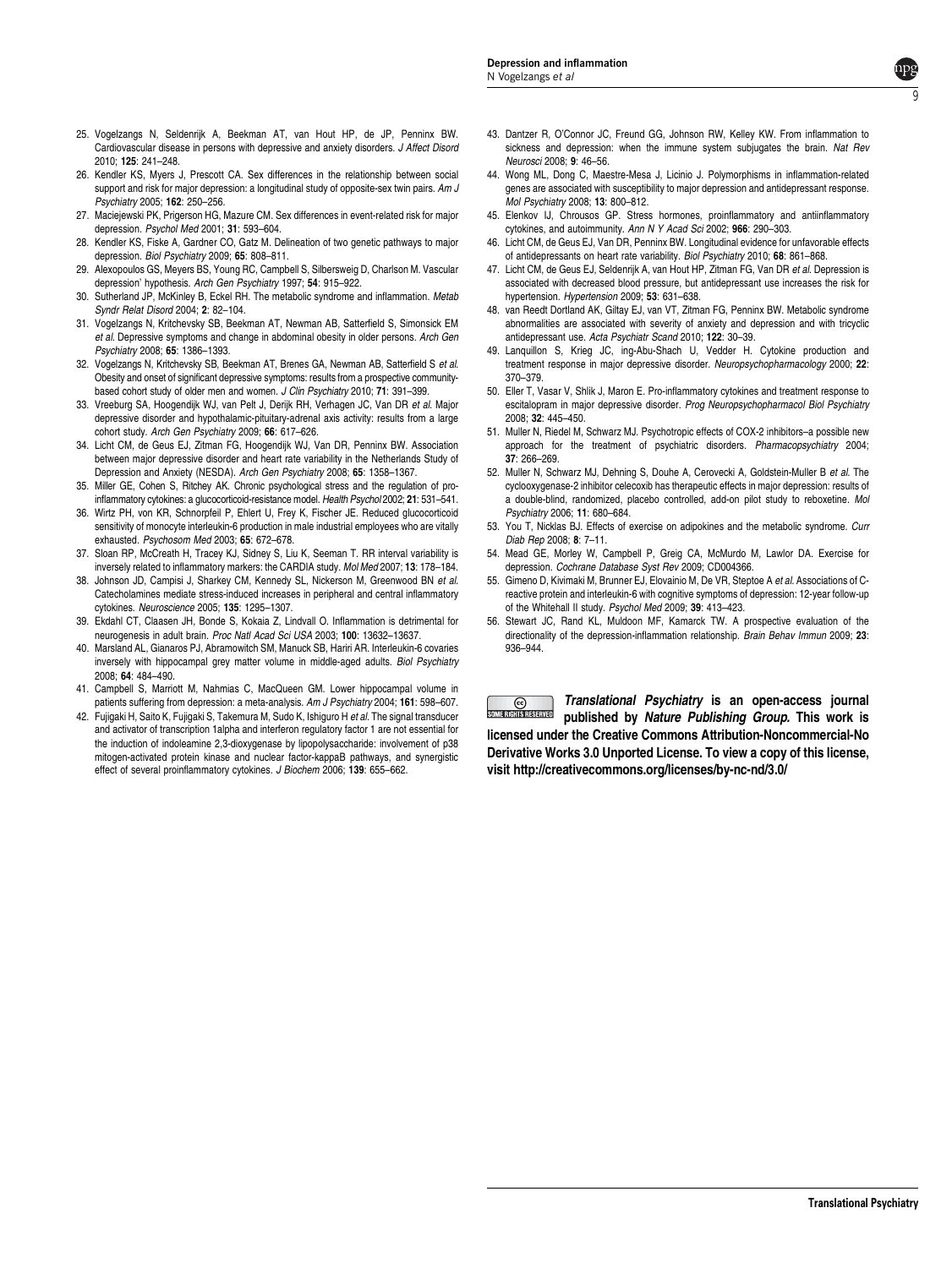25. Vogelzangs N, Seldenrijk A, Beekman AT, van Hout HP, de JP, Penninx BW. Cardiovascular disease in persons with depressive and anxiety disorders. *J Affect Disord* 2010; **125**: 241–248.
26. Kendler KS, Myers J, Prescott CA. Sex differences in the relationship between social support and risk for major depression: a longitudinal study of opposite-sex twin pairs. *Am J Psychiatry* 2005; **162**: 250–256.
27. Maciejewski PK, Prigerson HG, Mazure CM. Sex differences in event-related risk for major depression. *Psychol Med* 2001; **31**: 593–604.
28. Kendler KS, Fiske A, Gardner CO, Gatz M. Delineation of two genetic pathways to major depression. *Biol Psychiatry* 2009; **65**: 808–811.
29. Alexopoulos GS, Meyers BS, Young RC, Campbell S, Silbersweig D, Charlson M. 'Vascular depression' hypothesis. *Arch Gen Psychiatry* 1997; **54**: 915–922.
30. Sutherland JP, McKinley B, Eckel RH. The metabolic syndrome and inflammation. *Metab Syndr Relat Disord* 2004; **2**: 82–104.
31. Vogelzangs N, Kritchevsky SB, Beekman AT, Newman AB, Satterfield S, Simonsick EM *et al.* Depressive symptoms and change in abdominal obesity in older persons. *Arch Gen Psychiatry* 2008; **65**: 1386–1393.
32. Vogelzangs N, Kritchevsky SB, Beekman AT, Brenes GA, Newman AB, Satterfield S *et al.* Obesity and onset of significant depressive symptoms: results from a prospective community-based cohort study of older men and women. *J Clin Psychiatry* 2010; **71**: 391–399.
33. Vreeburg SA, Hoogendijk WJ, van Pelt J, Derijk RH, Verhagen JC, Van DR *et al.* Major depressive disorder and hypothalamic-pituitary-adrenal axis activity: results from a large cohort study. *Arch Gen Psychiatry* 2009; **66**: 617–626.
34. Licht CM, de Geus EJ, Zitman FG, Hoogendijk WJ, Van DR, Penninx BW. Association between major depressive disorder and heart rate variability in the Netherlands Study of Depression and Anxiety (NESDA). *Arch Gen Psychiatry* 2008; **65**: 1358–1367.
35. Miller GE, Cohen S, Ritchey AK. Chronic psychological stress and the regulation of pro-inflammatory cytokines: a glucocorticoid-resistance model. *Health Psychol* 2002; **21**: 531–541.
36. Wirtz PH, von KR, Schnorpfeil P, Ehlert U, Frey K, Fischer JE. Reduced glucocorticoid sensitivity of monocyte interleukin-6 production in male industrial employees who are vitally exhausted. *Psychosom Med* 2003; **65**: 672–678.
37. Sloan RP, McCreath H, Tracey KJ, Sidney S, Liu K, Seeman T. RR interval variability is inversely related to inflammatory markers: the CARDIA study. *Mol Med* 2007; **13**: 178–184.
38. Johnson JD, Campisi J, Sharkey CM, Kennedy SL, Nickerson M, Greenwood BN *et al.* Catecholamines mediate stress-induced increases in peripheral and central inflammatory cytokines. *Neuroscience* 2005; **135**: 1295–1307.
39. Ekdahl CT, Claasen JH, Bonde S, Kokaia Z, Lindvall O. Inflammation is detrimental for neurogenesis in adult brain. *Proc Natl Acad Sci USA* 2003; **100**: 13632–13637.
40. Marsland AL, Gianaros PJ, Abramowitch SM, Manuck SB, Hariri AR. Interleukin-6 covaries inversely with hippocampal grey matter volume in middle-aged adults. *Biol Psychiatry* 2008; **64**: 484–490.
41. Campbell S, Marriott M, Nahmias C, MacQueen GM. Lower hippocampal volume in patients suffering from depression: a meta-analysis. *Am J Psychiatry* 2004; **161**: 598–607.
42. Fujigaki H, Saito K, Fujigaki S, Takemura M, Sudo K, Ishiguro H *et al.* The signal transducer and activator of transcription 1alpha and interferon regulatory factor 1 are not essential for the induction of indoleamine 2,3-dioxygenase by lipopolysaccharide: involvement of p38 mitogen-activated protein kinase and nuclear factor-kappaB pathways, and synergistic effect of several proinflammatory cytokines. *J Biochem* 2006; **139**: 655–662.
43. Dantzer R, O'Connor JC, Freund GG, Johnson RW, Kelley KW. From inflammation to sickness and depression: when the immune system subjugates the brain. *Nat Rev Neurosci* 2008; **9**: 46–56.
44. Wong ML, Dong C, Maestre-Mesa J, Licinio J. Polymorphisms in inflammation-related genes are associated with susceptibility to major depression and antidepressant response. *Mol Psychiatry* 2008; **13**: 800–812.
45. Elenkov IJ, Chrousos GP. Stress hormones, proinflammatory and antiinflammatory cytokines, and autoimmunity. *Ann N Y Acad Sci* 2002; **966**: 290–303.
46. Licht CM, de Geus EJ, Van DR, Penninx BW. Longitudinal evidence for unfavorable effects of antidepressants on heart rate variability. *Biol Psychiatry* 2010; **68**: 861–868.
47. Licht CM, de Geus EJ, Seldenrijk A, van Hout HP, Zitman FG, Van DR *et al.* Depression is associated with decreased blood pressure, but antidepressant use increases the risk for hypertension. *Hypertension* 2009; **53**: 631–638.
48. van Reedt Dortland AK, Giltay EJ, van VT, Zitman FG, Penninx BW. Metabolic syndrome abnormalities are associated with severity of anxiety and depression and with tricyclic antidepressant use. *Acta Psychiatr Scand* 2010; **122**: 30–39.
49. Lanquillon S, Krieg JC, ing-Abu-Shach U, Vedder H. Cytokine production and treatment response in major depressive disorder. *Neuropsychopharmacology* 2000; **22**: 370–379.
50. Eller T, Vasar V, Shlik J, Maron E. Pro-inflammatory cytokines and treatment response to escitalopram in major depressive disorder. *Prog Neuropsychopharmacol Biol Psychiatry* 2008; **32**: 445–450.
51. Muller N, Riedel M, Schwarz MJ. Psychotropic effects of COX-2 inhibitors–a possible new approach for the treatment of psychiatric disorders. *Pharmacopsychiatry* 2004; **37**: 266–269.
52. Muller N, Schwarz MJ, Dehning S, Douhe A, Cerovecki A, Goldstein-Muller B *et al.* The cyclooxygenase-2 inhibitor celecoxib has therapeutic effects in major depression: results of a double-blind, randomized, placebo controlled, add-on pilot study to reboxetine. *Mol Psychiatry* 2006; **11**: 680–684.
53. You T, Nicklas BJ. Effects of exercise on adipokines and the metabolic syndrome. *Curr Diab Rep* 2008; **8**: 7–11.
54. Mead GE, Morley W, Campbell P, Greig CA, McMurdo M, Lawlor DA. Exercise for depression. *Cochrane Database Syst Rev* 2009; CD004366.
55. Gimeno D, Kivimaki M, Brunner EJ, Elovainio M, De VR, Steptoe A *et al.* Associations of C-reactive protein and interleukin-6 with cognitive symptoms of depression: 12-year follow-up of the Whitehall II study. *Psychol Med* 2009; **39**: 413–423.
56. Stewart JC, Rand KL, Muldoon MF, Kamarck TW. A prospective evaluation of the directionality of the depression-inflammation relationship. *Brain Behav Immun* 2009; **23**: 936–944.

***Translational Psychiatry*** **is an open-access journal published by *Nature Publishing Group.* This work is licensed under the Creative Commons Attribution-Noncommercial-No Derivative Works 3.0 Unported License. To view a copy of this license, visit http://creativecommons.org/licenses/by-nc-nd/3.0/**